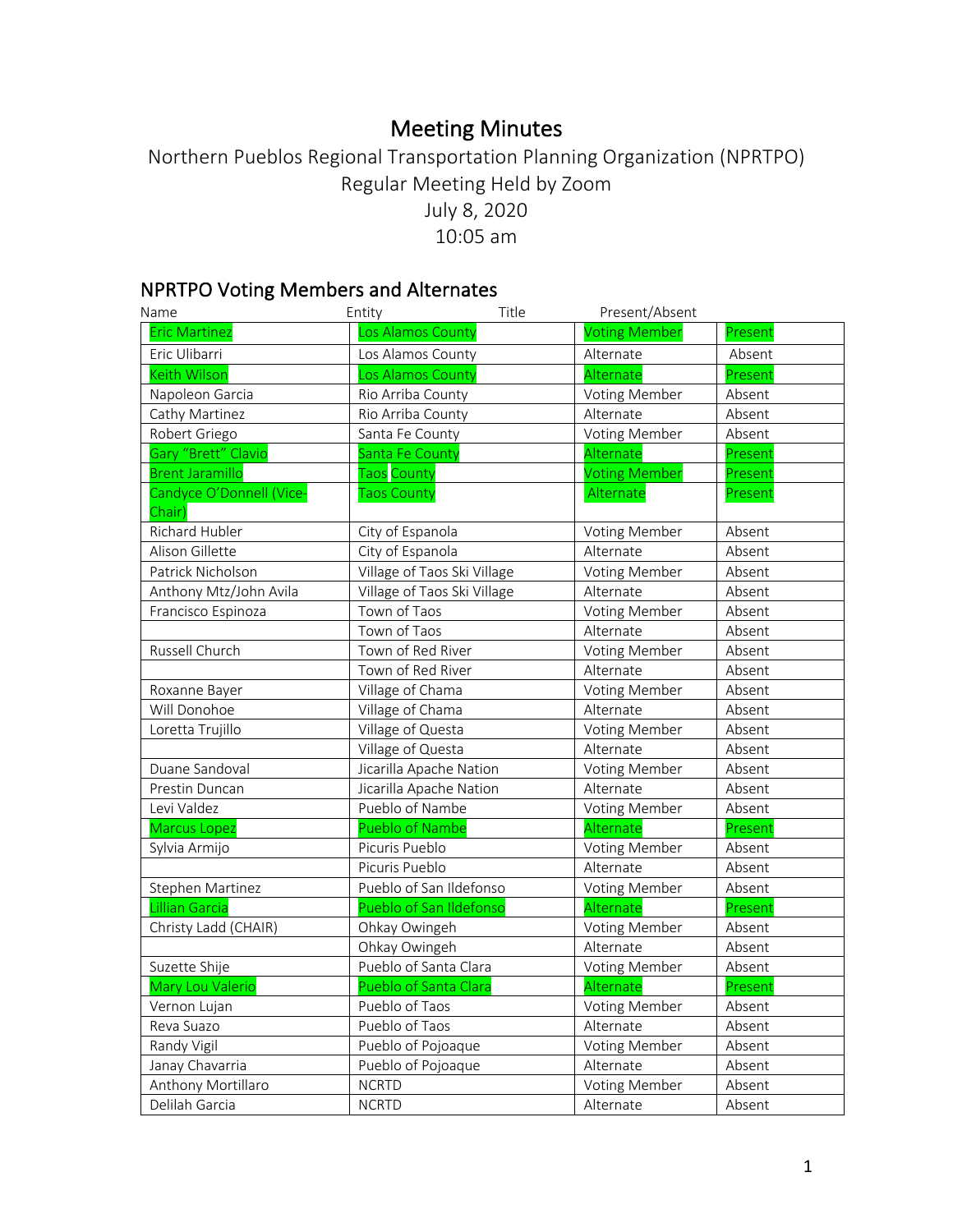# Meeting Minutes

Northern Pueblos Regional Transportation Planning Organization (NPRTPO)
Regular Meeting Held by Zoom
July 8, 2020
10:05 am

## NPRTPO Voting Members and Alternates

| Name | Entity | Title | Present/Absent |
|---|---|---|---|
| Eric Martinez | Los Alamos County | Voting Member | Present |
| Eric Ulibarri | Los Alamos County | Alternate | Absent |
| Keith Wilson | Los Alamos County | Alternate | Present |
| Napoleon Garcia | Rio Arriba County | Voting Member | Absent |
| Cathy Martinez | Rio Arriba County | Alternate | Absent |
| Robert Griego | Santa Fe County | Voting Member | Absent |
| Gary "Brett" Clavio | Santa Fe County | Alternate | Present |
| Brent Jaramillo | Taos County | Voting Member | Present |
| Candyce O'Donnell (Vice-Chair) | Taos County | Alternate | Present |
| Richard Hubler | City of Espanola | Voting Member | Absent |
| Alison Gillette | City of Espanola | Alternate | Absent |
| Patrick Nicholson | Village of Taos Ski Village | Voting Member | Absent |
| Anthony Mtz/John Avila | Village of Taos Ski Village | Alternate | Absent |
| Francisco Espinoza | Town of Taos | Voting Member | Absent |
| | Town of Taos | Alternate | Absent |
| Russell Church | Town of Red River | Voting Member | Absent |
| | Town of Red River | Alternate | Absent |
| Roxanne Bayer | Village of Chama | Voting Member | Absent |
| Will Donohoe | Village of Chama | Alternate | Absent |
| Loretta Trujillo | Village of Questa | Voting Member | Absent |
| | Village of Questa | Alternate | Absent |
| Duane Sandoval | Jicarilla Apache Nation | Voting Member | Absent |
| Prestin Duncan | Jicarilla Apache Nation | Alternate | Absent |
| Levi Valdez | Pueblo of Nambe | Voting Member | Absent |
| Marcus Lopez | Pueblo of Nambe | Alternate | Present |
| Sylvia Armijo | Picuris Pueblo | Voting Member | Absent |
| | Picuris Pueblo | Alternate | Absent |
| Stephen Martinez | Pueblo of San Ildefonso | Voting Member | Absent |
| Lillian Garcia | Pueblo of San Ildefonso | Alternate | Present |
| Christy Ladd (CHAIR) | Ohkay Owingeh | Voting Member | Absent |
| | Ohkay Owingeh | Alternate | Absent |
| Suzette Shije | Pueblo of Santa Clara | Voting Member | Absent |
| Mary Lou Valerio | Pueblo of Santa Clara | Alternate | Present |
| Vernon Lujan | Pueblo of Taos | Voting Member | Absent |
| Reva Suazo | Pueblo of Taos | Alternate | Absent |
| Randy Vigil | Pueblo of Pojoaque | Voting Member | Absent |
| Janay Chavarria | Pueblo of Pojoaque | Alternate | Absent |
| Anthony Mortillaro | NCRTD | Voting Member | Absent |
| Delilah Garcia | NCRTD | Alternate | Absent |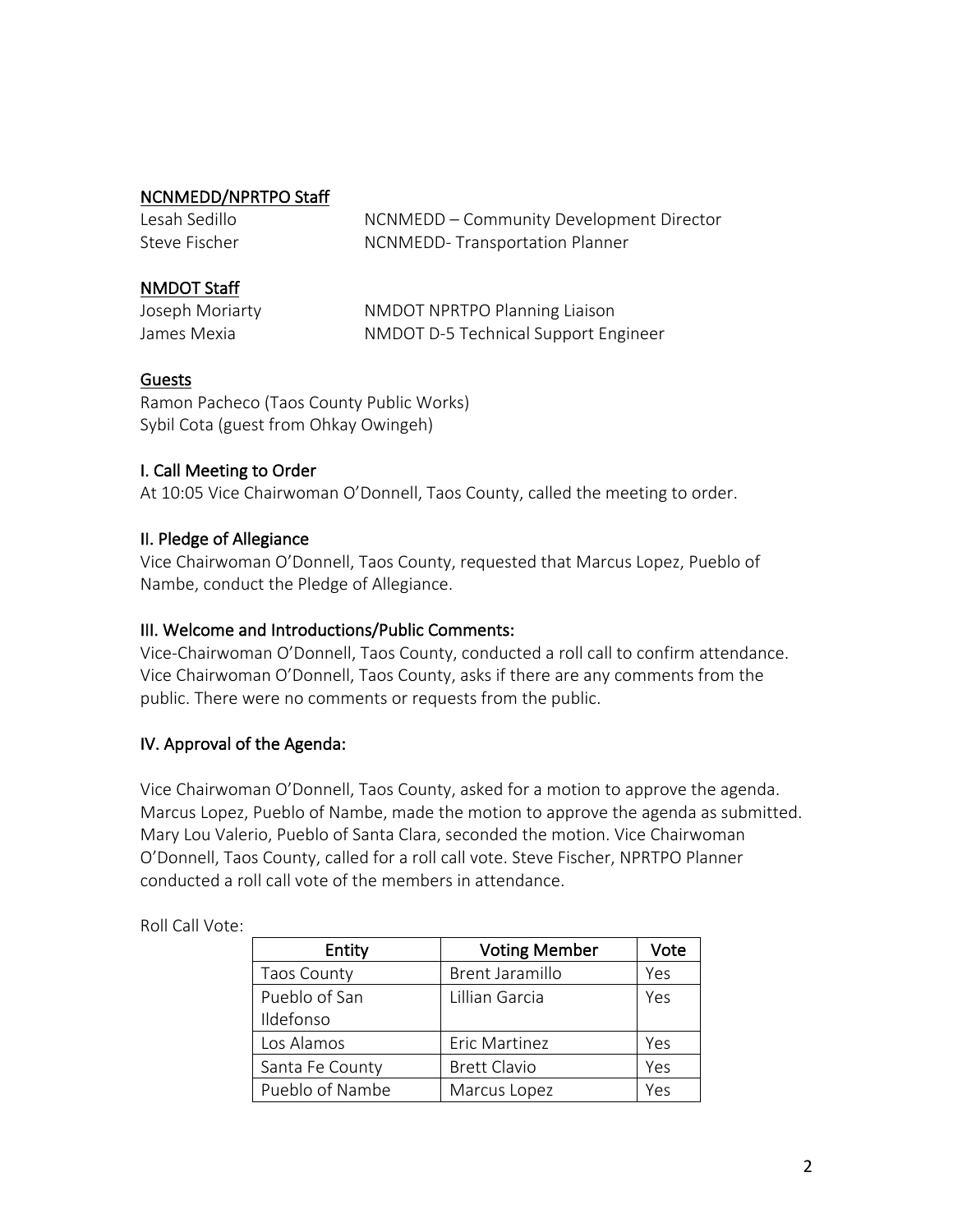## NCNMEDD/NPRTPO Staff

Lesah Sedillo — NCNMEDD – Community Development Director
Steve Fischer — NCNMEDD- Transportation Planner

## NMDOT Staff

Joseph Moriarty — NMDOT NPRTPO Planning Liaison
James Mexia — NMDOT D-5 Technical Support Engineer

## Guests

Ramon Pacheco (Taos County Public Works)
Sybil Cota (guest from Ohkay Owingeh)

## I. Call Meeting to Order

At 10:05 Vice Chairwoman O'Donnell, Taos County, called the meeting to order.

## II. Pledge of Allegiance

Vice Chairwoman O'Donnell, Taos County, requested that Marcus Lopez, Pueblo of Nambe, conduct the Pledge of Allegiance.

## III. Welcome and Introductions/Public Comments:

Vice-Chairwoman O'Donnell, Taos County, conducted a roll call to confirm attendance. Vice Chairwoman O'Donnell, Taos County, asks if there are any comments from the public. There were no comments or requests from the public.

## IV. Approval of the Agenda:

Vice Chairwoman O'Donnell, Taos County, asked for a motion to approve the agenda. Marcus Lopez, Pueblo of Nambe, made the motion to approve the agenda as submitted. Mary Lou Valerio, Pueblo of Santa Clara, seconded the motion. Vice Chairwoman O'Donnell, Taos County, called for a roll call vote. Steve Fischer, NPRTPO Planner conducted a roll call vote of the members in attendance.

Roll Call Vote:

| Entity | Voting Member | Vote |
| --- | --- | --- |
| Taos County | Brent Jaramillo | Yes |
| Pueblo of San Ildefonso | Lillian Garcia | Yes |
| Los Alamos | Eric Martinez | Yes |
| Santa Fe County | Brett Clavio | Yes |
| Pueblo of Nambe | Marcus Lopez | Yes |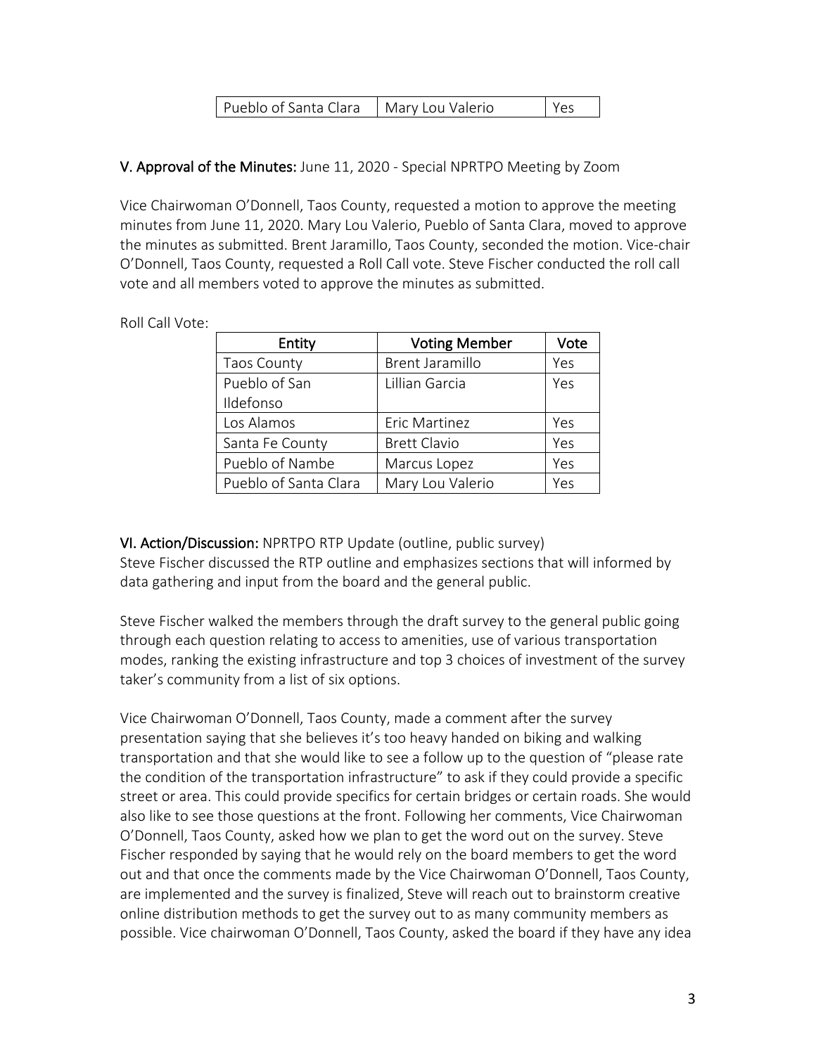| Pueblo of Santa Clara | Mary Lou Valerio | Yes |
|---|---|---|

**V. Approval of the Minutes:** June 11, 2020 - Special NPRTPO Meeting by Zoom

Vice Chairwoman O'Donnell, Taos County, requested a motion to approve the meeting minutes from June 11, 2020. Mary Lou Valerio, Pueblo of Santa Clara, moved to approve the minutes as submitted. Brent Jaramillo, Taos County, seconded the motion. Vice-chair O'Donnell, Taos County, requested a Roll Call vote. Steve Fischer conducted the roll call vote and all members voted to approve the minutes as submitted.

Roll Call Vote:

| Entity | Voting Member | Vote |
|---|---|---|
| Taos County | Brent Jaramillo | Yes |
| Pueblo of San Ildefonso | Lillian Garcia | Yes |
| Los Alamos | Eric Martinez | Yes |
| Santa Fe County | Brett Clavio | Yes |
| Pueblo of Nambe | Marcus Lopez | Yes |
| Pueblo of Santa Clara | Mary Lou Valerio | Yes |

**VI. Action/Discussion:** NPRTPO RTP Update (outline, public survey)

Steve Fischer discussed the RTP outline and emphasizes sections that will informed by data gathering and input from the board and the general public.

Steve Fischer walked the members through the draft survey to the general public going through each question relating to access to amenities, use of various transportation modes, ranking the existing infrastructure and top 3 choices of investment of the survey taker's community from a list of six options.

Vice Chairwoman O'Donnell, Taos County, made a comment after the survey presentation saying that she believes it's too heavy handed on biking and walking transportation and that she would like to see a follow up to the question of "please rate the condition of the transportation infrastructure" to ask if they could provide a specific street or area. This could provide specifics for certain bridges or certain roads. She would also like to see those questions at the front. Following her comments, Vice Chairwoman O'Donnell, Taos County, asked how we plan to get the word out on the survey. Steve Fischer responded by saying that he would rely on the board members to get the word out and that once the comments made by the Vice Chairwoman O'Donnell, Taos County, are implemented and the survey is finalized, Steve will reach out to brainstorm creative online distribution methods to get the survey out to as many community members as possible. Vice chairwoman O'Donnell, Taos County, asked the board if they have any idea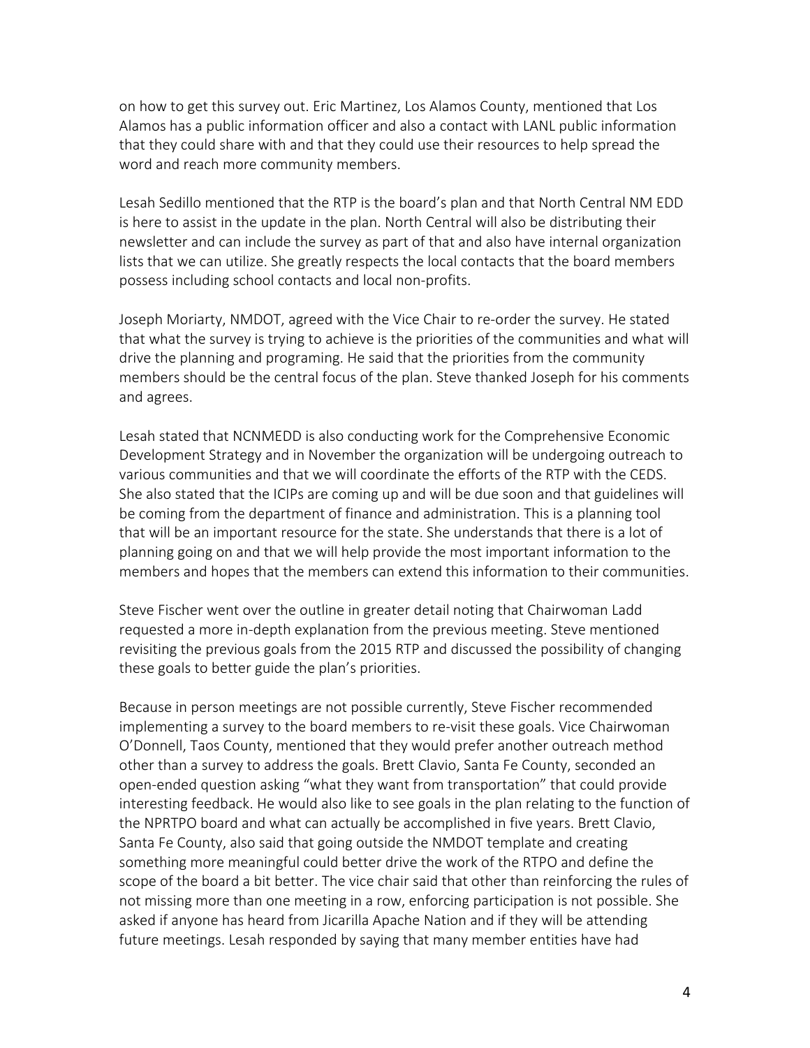on how to get this survey out. Eric Martinez, Los Alamos County, mentioned that Los Alamos has a public information officer and also a contact with LANL public information that they could share with and that they could use their resources to help spread the word and reach more community members.

Lesah Sedillo mentioned that the RTP is the board's plan and that North Central NM EDD is here to assist in the update in the plan. North Central will also be distributing their newsletter and can include the survey as part of that and also have internal organization lists that we can utilize. She greatly respects the local contacts that the board members possess including school contacts and local non-profits.

Joseph Moriarty, NMDOT, agreed with the Vice Chair to re-order the survey. He stated that what the survey is trying to achieve is the priorities of the communities and what will drive the planning and programing. He said that the priorities from the community members should be the central focus of the plan. Steve thanked Joseph for his comments and agrees.

Lesah stated that NCNMEDD is also conducting work for the Comprehensive Economic Development Strategy and in November the organization will be undergoing outreach to various communities and that we will coordinate the efforts of the RTP with the CEDS. She also stated that the ICIPs are coming up and will be due soon and that guidelines will be coming from the department of finance and administration. This is a planning tool that will be an important resource for the state. She understands that there is a lot of planning going on and that we will help provide the most important information to the members and hopes that the members can extend this information to their communities.

Steve Fischer went over the outline in greater detail noting that Chairwoman Ladd requested a more in-depth explanation from the previous meeting. Steve mentioned revisiting the previous goals from the 2015 RTP and discussed the possibility of changing these goals to better guide the plan's priorities.

Because in person meetings are not possible currently, Steve Fischer recommended implementing a survey to the board members to re-visit these goals. Vice Chairwoman O'Donnell, Taos County, mentioned that they would prefer another outreach method other than a survey to address the goals. Brett Clavio, Santa Fe County, seconded an open-ended question asking "what they want from transportation" that could provide interesting feedback. He would also like to see goals in the plan relating to the function of the NPRTPO board and what can actually be accomplished in five years. Brett Clavio, Santa Fe County, also said that going outside the NMDOT template and creating something more meaningful could better drive the work of the RTPO and define the scope of the board a bit better. The vice chair said that other than reinforcing the rules of not missing more than one meeting in a row, enforcing participation is not possible. She asked if anyone has heard from Jicarilla Apache Nation and if they will be attending future meetings. Lesah responded by saying that many member entities have had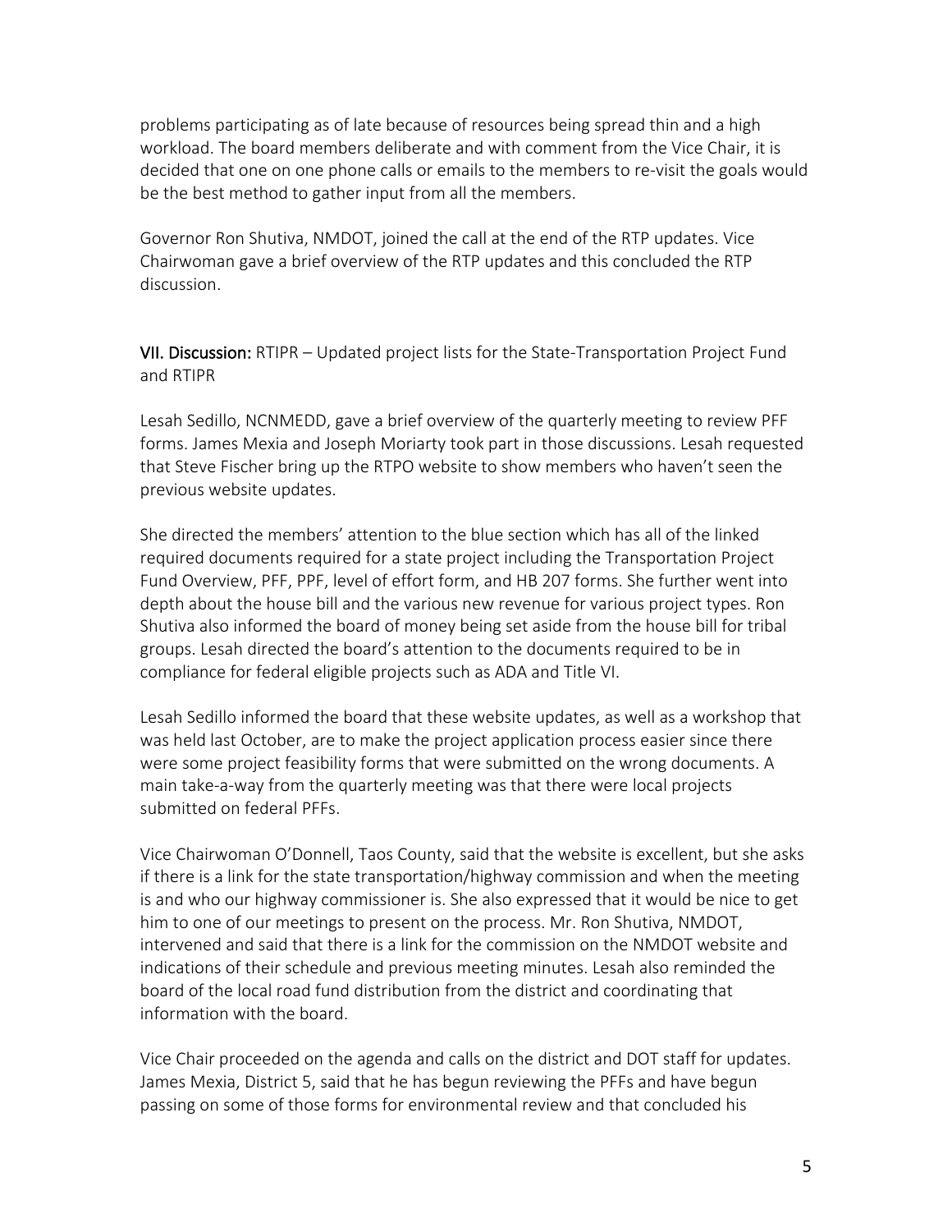problems participating as of late because of resources being spread thin and a high workload. The board members deliberate and with comment from the Vice Chair, it is decided that one on one phone calls or emails to the members to re-visit the goals would be the best method to gather input from all the members.

Governor Ron Shutiva, NMDOT, joined the call at the end of the RTP updates. Vice Chairwoman gave a brief overview of the RTP updates and this concluded the RTP discussion.

**VII. Discussion:** RTIPR – Updated project lists for the State-Transportation Project Fund and RTIPR

Lesah Sedillo, NCNMEDD, gave a brief overview of the quarterly meeting to review PFF forms. James Mexia and Joseph Moriarty took part in those discussions. Lesah requested that Steve Fischer bring up the RTPO website to show members who haven't seen the previous website updates.

She directed the members' attention to the blue section which has all of the linked required documents required for a state project including the Transportation Project Fund Overview, PFF, PPF, level of effort form, and HB 207 forms. She further went into depth about the house bill and the various new revenue for various project types. Ron Shutiva also informed the board of money being set aside from the house bill for tribal groups. Lesah directed the board's attention to the documents required to be in compliance for federal eligible projects such as ADA and Title VI.

Lesah Sedillo informed the board that these website updates, as well as a workshop that was held last October, are to make the project application process easier since there were some project feasibility forms that were submitted on the wrong documents. A main take-a-way from the quarterly meeting was that there were local projects submitted on federal PFFs.

Vice Chairwoman O'Donnell, Taos County, said that the website is excellent, but she asks if there is a link for the state transportation/highway commission and when the meeting is and who our highway commissioner is. She also expressed that it would be nice to get him to one of our meetings to present on the process. Mr. Ron Shutiva, NMDOT, intervened and said that there is a link for the commission on the NMDOT website and indications of their schedule and previous meeting minutes. Lesah also reminded the board of the local road fund distribution from the district and coordinating that information with the board.

Vice Chair proceeded on the agenda and calls on the district and DOT staff for updates. James Mexia, District 5, said that he has begun reviewing the PFFs and have begun passing on some of those forms for environmental review and that concluded his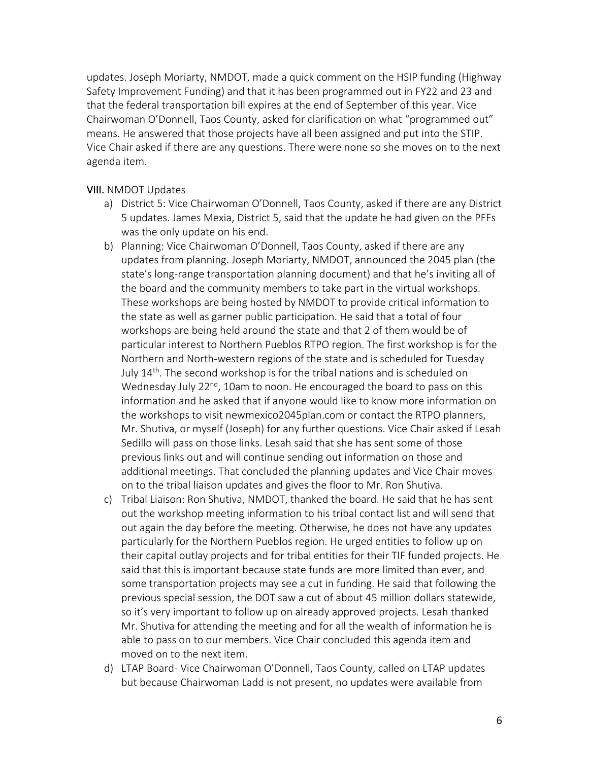updates. Joseph Moriarty, NMDOT, made a quick comment on the HSIP funding (Highway Safety Improvement Funding) and that it has been programmed out in FY22 and 23 and that the federal transportation bill expires at the end of September of this year. Vice Chairwoman O'Donnell, Taos County, asked for clarification on what "programmed out" means. He answered that those projects have all been assigned and put into the STIP. Vice Chair asked if there are any questions. There were none so she moves on to the next agenda item.

**VIII.** NMDOT Updates

a) District 5: Vice Chairwoman O'Donnell, Taos County, asked if there are any District 5 updates. James Mexia, District 5, said that the update he had given on the PFFs was the only update on his end.

b) Planning: Vice Chairwoman O'Donnell, Taos County, asked if there are any updates from planning. Joseph Moriarty, NMDOT, announced the 2045 plan (the state's long-range transportation planning document) and that he's inviting all of the board and the community members to take part in the virtual workshops. These workshops are being hosted by NMDOT to provide critical information to the state as well as garner public participation. He said that a total of four workshops are being held around the state and that 2 of them would be of particular interest to Northern Pueblos RTPO region. The first workshop is for the Northern and North-western regions of the state and is scheduled for Tuesday July 14th. The second workshop is for the tribal nations and is scheduled on Wednesday July 22nd, 10am to noon. He encouraged the board to pass on this information and he asked that if anyone would like to know more information on the workshops to visit newmexico2045plan.com or contact the RTPO planners, Mr. Shutiva, or myself (Joseph) for any further questions. Vice Chair asked if Lesah Sedillo will pass on those links. Lesah said that she has sent some of those previous links out and will continue sending out information on those and additional meetings. That concluded the planning updates and Vice Chair moves on to the tribal liaison updates and gives the floor to Mr. Ron Shutiva.

c) Tribal Liaison: Ron Shutiva, NMDOT, thanked the board. He said that he has sent out the workshop meeting information to his tribal contact list and will send that out again the day before the meeting. Otherwise, he does not have any updates particularly for the Northern Pueblos region. He urged entities to follow up on their capital outlay projects and for tribal entities for their TIF funded projects. He said that this is important because state funds are more limited than ever, and some transportation projects may see a cut in funding. He said that following the previous special session, the DOT saw a cut of about 45 million dollars statewide, so it's very important to follow up on already approved projects. Lesah thanked Mr. Shutiva for attending the meeting and for all the wealth of information he is able to pass on to our members. Vice Chair concluded this agenda item and moved on to the next item.

d) LTAP Board- Vice Chairwoman O'Donnell, Taos County, called on LTAP updates but because Chairwoman Ladd is not present, no updates were available from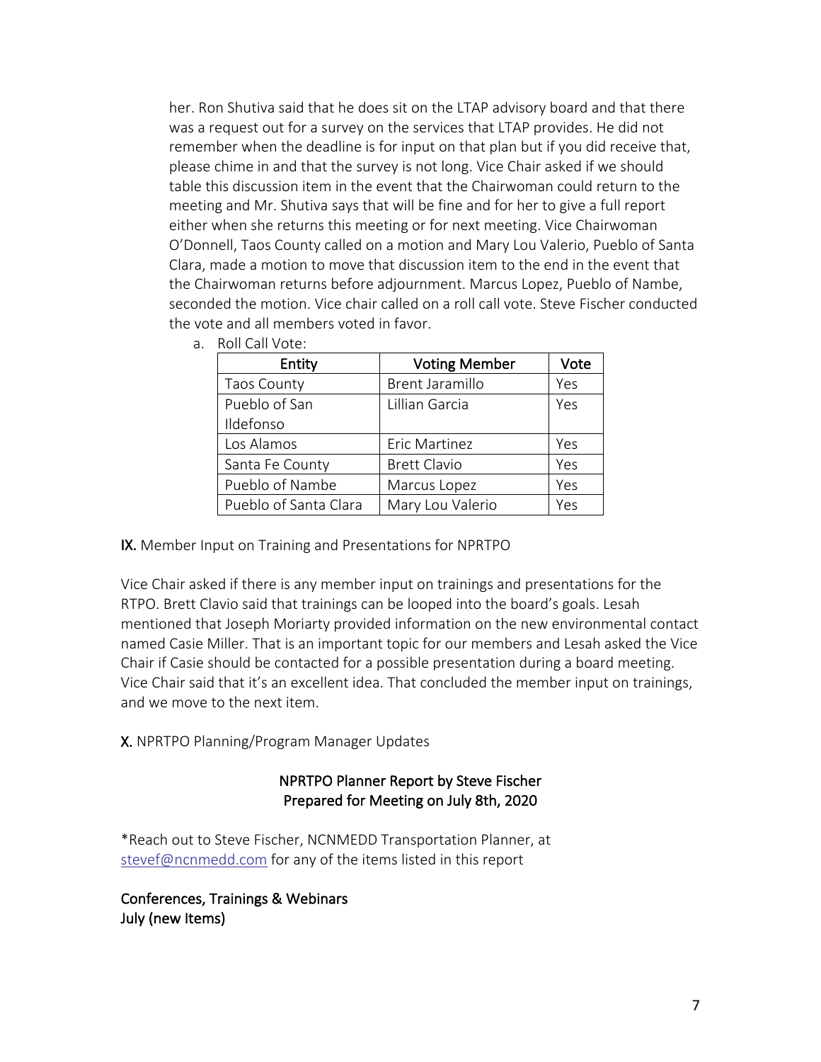her. Ron Shutiva said that he does sit on the LTAP advisory board and that there was a request out for a survey on the services that LTAP provides. He did not remember when the deadline is for input on that plan but if you did receive that, please chime in and that the survey is not long. Vice Chair asked if we should table this discussion item in the event that the Chairwoman could return to the meeting and Mr. Shutiva says that will be fine and for her to give a full report either when she returns this meeting or for next meeting. Vice Chairwoman O'Donnell, Taos County called on a motion and Mary Lou Valerio, Pueblo of Santa Clara, made a motion to move that discussion item to the end in the event that the Chairwoman returns before adjournment. Marcus Lopez, Pueblo of Nambe, seconded the motion. Vice chair called on a roll call vote. Steve Fischer conducted the vote and all members voted in favor.

a. Roll Call Vote:

| Entity | Voting Member | Vote |
|---|---|---|
| Taos County | Brent Jaramillo | Yes |
| Pueblo of San Ildefonso | Lillian Garcia | Yes |
| Los Alamos | Eric Martinez | Yes |
| Santa Fe County | Brett Clavio | Yes |
| Pueblo of Nambe | Marcus Lopez | Yes |
| Pueblo of Santa Clara | Mary Lou Valerio | Yes |

**IX.** Member Input on Training and Presentations for NPRTPO

Vice Chair asked if there is any member input on trainings and presentations for the RTPO. Brett Clavio said that trainings can be looped into the board's goals. Lesah mentioned that Joseph Moriarty provided information on the new environmental contact named Casie Miller. That is an important topic for our members and Lesah asked the Vice Chair if Casie should be contacted for a possible presentation during a board meeting. Vice Chair said that it's an excellent idea. That concluded the member input on trainings, and we move to the next item.

**X.** NPRTPO Planning/Program Manager Updates

**NPRTPO Planner Report by Steve Fischer**
**Prepared for Meeting on July 8th, 2020**

*Reach out to Steve Fischer, NCNMEDD Transportation Planner, at stevef@ncnmedd.com for any of the items listed in this report

**Conferences, Trainings & Webinars**
**July (new Items)**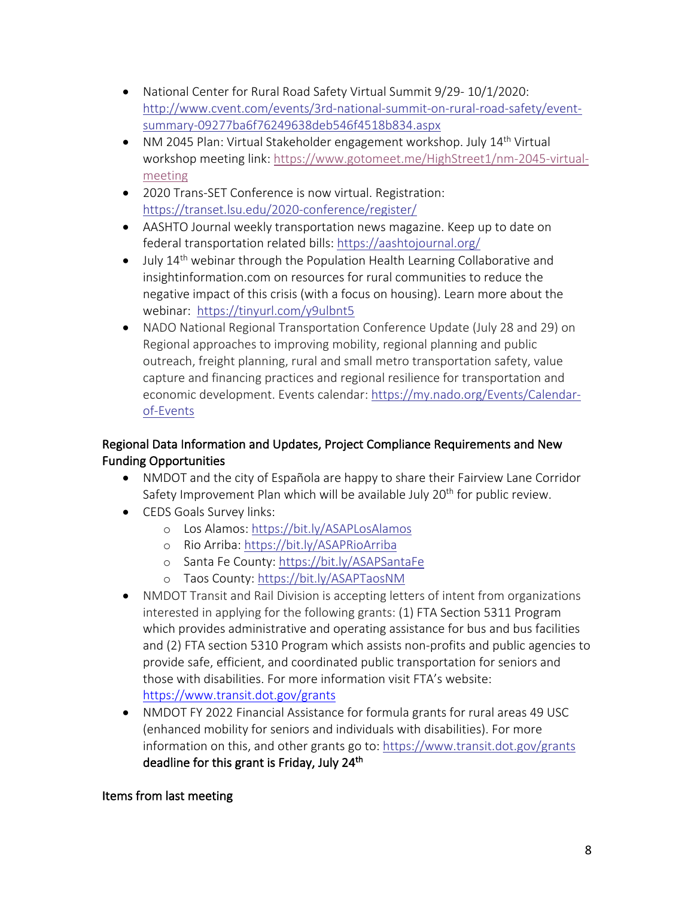- National Center for Rural Road Safety Virtual Summit 9/29- 10/1/2020: http://www.cvent.com/events/3rd-national-summit-on-rural-road-safety/event-summary-09277ba6f76249638deb546f4518b834.aspx
- NM 2045 Plan: Virtual Stakeholder engagement workshop. July 14th Virtual workshop meeting link: https://www.gotomeet.me/HighStreet1/nm-2045-virtual-meeting
- 2020 Trans-SET Conference is now virtual. Registration: https://transet.lsu.edu/2020-conference/register/
- AASHTO Journal weekly transportation news magazine. Keep up to date on federal transportation related bills: https://aashtojournal.org/
- July 14th webinar through the Population Health Learning Collaborative and insightinformation.com on resources for rural communities to reduce the negative impact of this crisis (with a focus on housing). Learn more about the webinar: https://tinyurl.com/y9ulbnt5
- NADO National Regional Transportation Conference Update (July 28 and 29) on Regional approaches to improving mobility, regional planning and public outreach, freight planning, rural and small metro transportation safety, value capture and financing practices and regional resilience for transportation and economic development. Events calendar: https://my.nado.org/Events/Calendar-of-Events

## Regional Data Information and Updates, Project Compliance Requirements and New Funding Opportunities

- NMDOT and the city of Española are happy to share their Fairview Lane Corridor Safety Improvement Plan which will be available July 20th for public review.
- CEDS Goals Survey links:
  - Los Alamos: https://bit.ly/ASAPLosAlamos
  - Rio Arriba: https://bit.ly/ASAPRioArriba
  - Santa Fe County: https://bit.ly/ASAPSantaFe
  - Taos County: https://bit.ly/ASAPTaosNM
- NMDOT Transit and Rail Division is accepting letters of intent from organizations interested in applying for the following grants: (1) FTA Section 5311 Program which provides administrative and operating assistance for bus and bus facilities and (2) FTA section 5310 Program which assists non-profits and public agencies to provide safe, efficient, and coordinated public transportation for seniors and those with disabilities. For more information visit FTA's website: https://www.transit.dot.gov/grants
- NMDOT FY 2022 Financial Assistance for formula grants for rural areas 49 USC (enhanced mobility for seniors and individuals with disabilities). For more information on this, and other grants go to: https://www.transit.dot.gov/grants **deadline for this grant is Friday, July 24th**

## Items from last meeting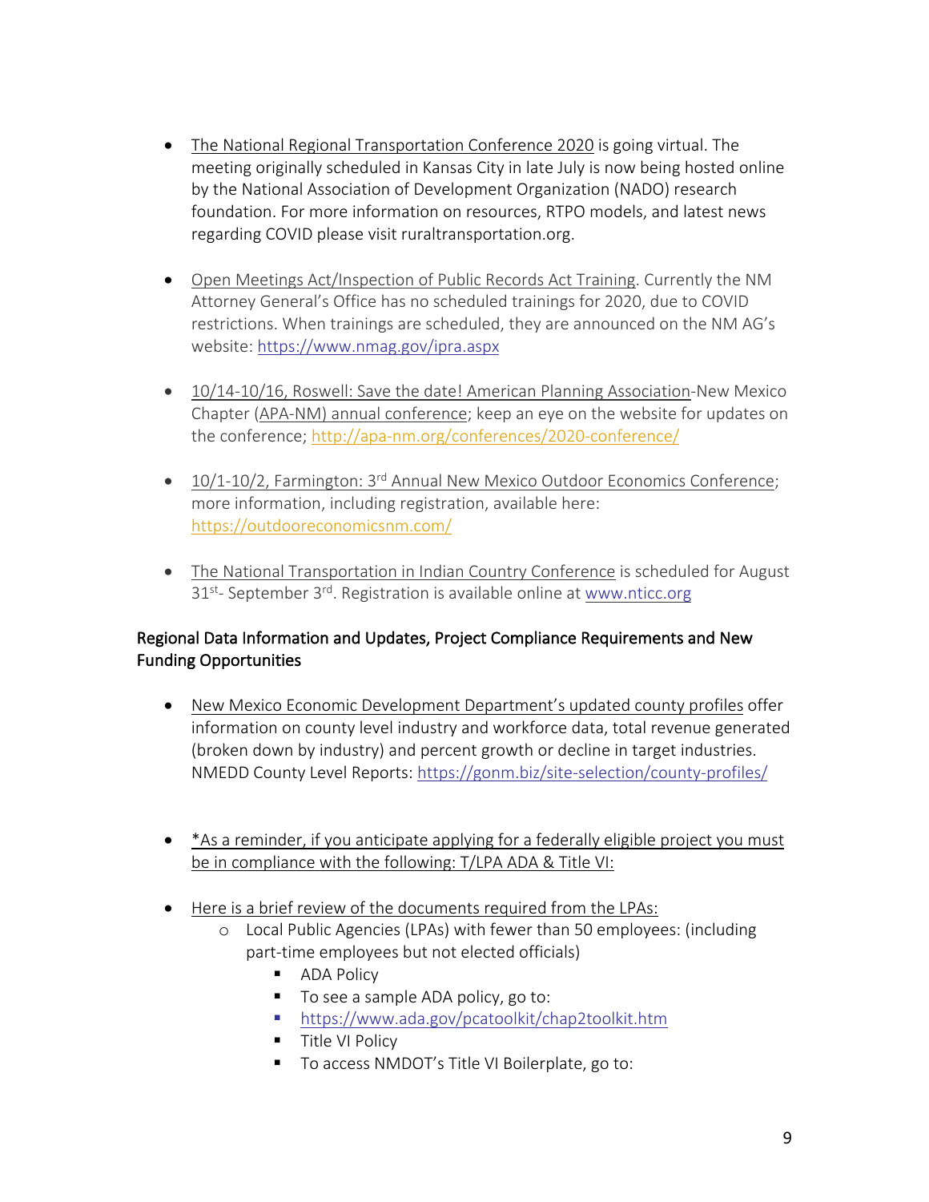- The National Regional Transportation Conference 2020 is going virtual. The meeting originally scheduled in Kansas City in late July is now being hosted online by the National Association of Development Organization (NADO) research foundation. For more information on resources, RTPO models, and latest news regarding COVID please visit ruraltransportation.org.

- Open Meetings Act/Inspection of Public Records Act Training. Currently the NM Attorney General's Office has no scheduled trainings for 2020, due to COVID restrictions. When trainings are scheduled, they are announced on the NM AG's website: https://www.nmag.gov/ipra.aspx

- 10/14-10/16, Roswell: Save the date! American Planning Association-New Mexico Chapter (APA-NM) annual conference; keep an eye on the website for updates on the conference; http://apa-nm.org/conferences/2020-conference/

- 10/1-10/2, Farmington: 3rd Annual New Mexico Outdoor Economics Conference; more information, including registration, available here: https://outdooreconomicsnm.com/

- The National Transportation in Indian Country Conference is scheduled for August 31st- September 3rd. Registration is available online at www.nticc.org

## Regional Data Information and Updates, Project Compliance Requirements and New Funding Opportunities

- New Mexico Economic Development Department's updated county profiles offer information on county level industry and workforce data, total revenue generated (broken down by industry) and percent growth or decline in target industries. NMEDD County Level Reports: https://gonm.biz/site-selection/county-profiles/

- *As a reminder, if you anticipate applying for a federally eligible project you must be in compliance with the following: T/LPA ADA & Title VI:

- Here is a brief review of the documents required from the LPAs:
  - Local Public Agencies (LPAs) with fewer than 50 employees: (including part-time employees but not elected officials)
    - ADA Policy
    - To see a sample ADA policy, go to:
    - https://www.ada.gov/pcatoolkit/chap2toolkit.htm
    - Title VI Policy
    - To access NMDOT's Title VI Boilerplate, go to: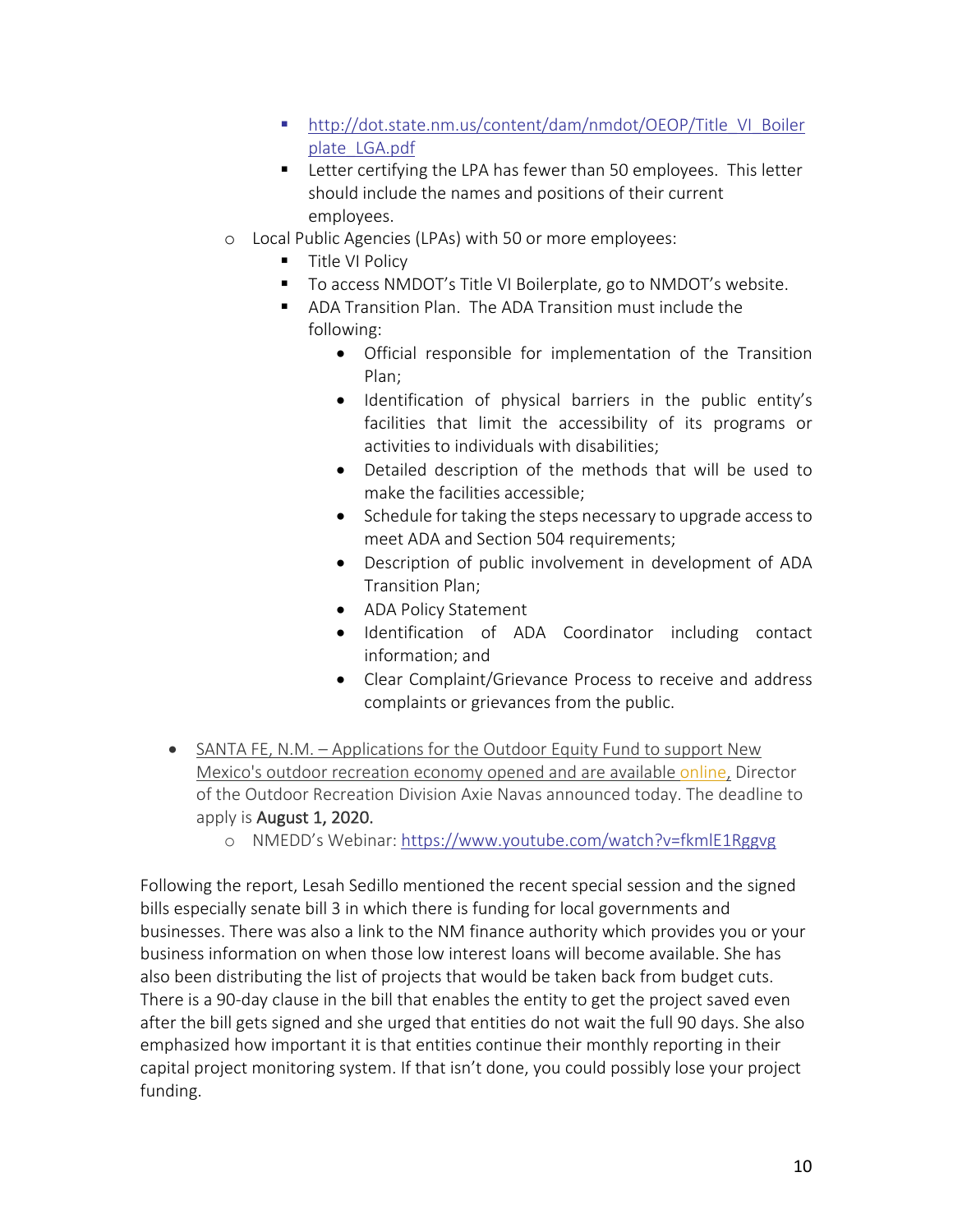- http://dot.state.nm.us/content/dam/nmdot/OEOP/Title_VI_Boilerplate_LGA.pdf
    - Letter certifying the LPA has fewer than 50 employees. This letter should include the names and positions of their current employees.
  - Local Public Agencies (LPAs) with 50 or more employees:
    - Title VI Policy
    - To access NMDOT's Title VI Boilerplate, go to NMDOT's website.
    - ADA Transition Plan. The ADA Transition must include the following:
      - Official responsible for implementation of the Transition Plan;
      - Identification of physical barriers in the public entity's facilities that limit the accessibility of its programs or activities to individuals with disabilities;
      - Detailed description of the methods that will be used to make the facilities accessible;
      - Schedule for taking the steps necessary to upgrade access to meet ADA and Section 504 requirements;
      - Description of public involvement in development of ADA Transition Plan;
      - ADA Policy Statement
      - Identification of ADA Coordinator including contact information; and
      - Clear Complaint/Grievance Process to receive and address complaints or grievances from the public.

- SANTA FE, N.M. – Applications for the Outdoor Equity Fund to support New Mexico's outdoor recreation economy opened and are available online, Director of the Outdoor Recreation Division Axie Navas announced today. The deadline to apply is **August 1, 2020.**
  - NMEDD's Webinar: https://www.youtube.com/watch?v=fkmlE1Rggvg

Following the report, Lesah Sedillo mentioned the recent special session and the signed bills especially senate bill 3 in which there is funding for local governments and businesses. There was also a link to the NM finance authority which provides you or your business information on when those low interest loans will become available. She has also been distributing the list of projects that would be taken back from budget cuts. There is a 90-day clause in the bill that enables the entity to get the project saved even after the bill gets signed and she urged that entities do not wait the full 90 days. She also emphasized how important it is that entities continue their monthly reporting in their capital project monitoring system. If that isn't done, you could possibly lose your project funding.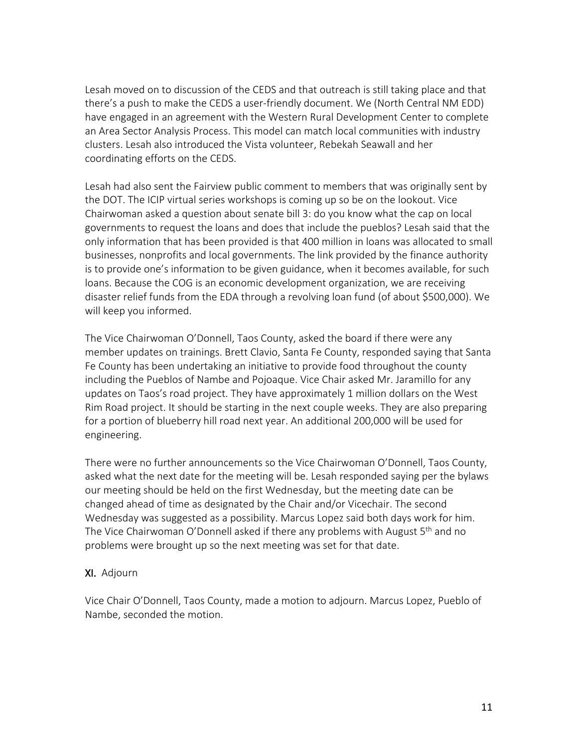Lesah moved on to discussion of the CEDS and that outreach is still taking place and that there's a push to make the CEDS a user-friendly document. We (North Central NM EDD) have engaged in an agreement with the Western Rural Development Center to complete an Area Sector Analysis Process. This model can match local communities with industry clusters. Lesah also introduced the Vista volunteer, Rebekah Seawall and her coordinating efforts on the CEDS.

Lesah had also sent the Fairview public comment to members that was originally sent by the DOT. The ICIP virtual series workshops is coming up so be on the lookout. Vice Chairwoman asked a question about senate bill 3: do you know what the cap on local governments to request the loans and does that include the pueblos? Lesah said that the only information that has been provided is that 400 million in loans was allocated to small businesses, nonprofits and local governments. The link provided by the finance authority is to provide one's information to be given guidance, when it becomes available, for such loans. Because the COG is an economic development organization, we are receiving disaster relief funds from the EDA through a revolving loan fund (of about $500,000). We will keep you informed.

The Vice Chairwoman O'Donnell, Taos County, asked the board if there were any member updates on trainings. Brett Clavio, Santa Fe County, responded saying that Santa Fe County has been undertaking an initiative to provide food throughout the county including the Pueblos of Nambe and Pojoaque. Vice Chair asked Mr. Jaramillo for any updates on Taos's road project. They have approximately 1 million dollars on the West Rim Road project. It should be starting in the next couple weeks. They are also preparing for a portion of blueberry hill road next year. An additional 200,000 will be used for engineering.

There were no further announcements so the Vice Chairwoman O'Donnell, Taos County, asked what the next date for the meeting will be. Lesah responded saying per the bylaws our meeting should be held on the first Wednesday, but the meeting date can be changed ahead of time as designated by the Chair and/or Vicechair. The second Wednesday was suggested as a possibility. Marcus Lopez said both days work for him. The Vice Chairwoman O'Donnell asked if there any problems with August 5th and no problems were brought up so the next meeting was set for that date.

## XI. Adjourn

Vice Chair O'Donnell, Taos County, made a motion to adjourn. Marcus Lopez, Pueblo of Nambe, seconded the motion.